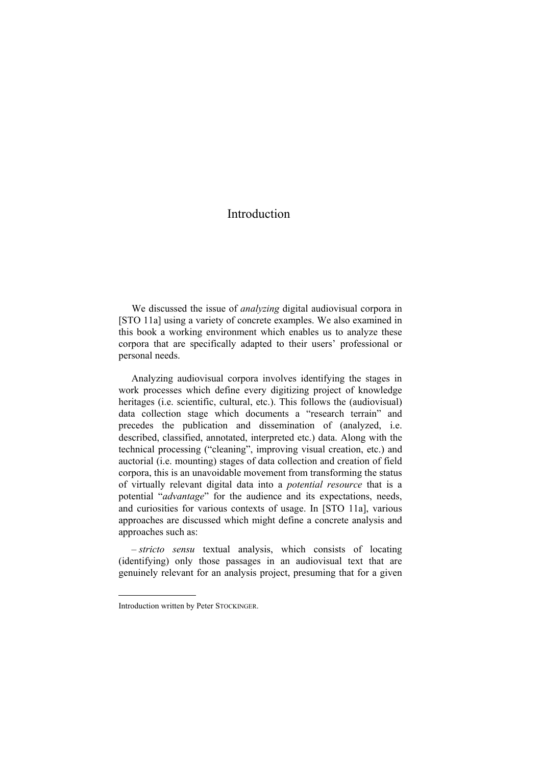# Introduction

We discussed the issue of *analyzing* digital audiovisual corpora in [STO 11a] using a variety of concrete examples. We also examined in this book a working environment which enables us to analyze these corpora that are specifically adapted to their users' professional or personal needs.

Analyzing audiovisual corpora involves identifying the stages in work processes which define every digitizing project of knowledge heritages (i.e. scientific, cultural, etc.). This follows the (audiovisual) data collection stage which documents a "research terrain" and precedes the publication and dissemination of (analyzed, i.e. described, classified, annotated, interpreted etc.) data. Along with the technical processing ("cleaning", improving visual creation, etc.) and auctorial (i.e. mounting) stages of data collection and creation of field corpora, this is an unavoidable movement from transforming the status of virtually relevant digital data into a *potential resource* that is a potential "*advantage*" for the audience and its expectations, needs, and curiosities for various contexts of usage. In [STO 11a], various approaches are discussed which might define a concrete analysis and approaches such as:

– *stricto sensu* textual analysis, which consists of locating (identifying) only those passages in an audiovisual text that are genuinely relevant for an analysis project, presuming that for a given

---

Introduction written by Peter STOCKINGER.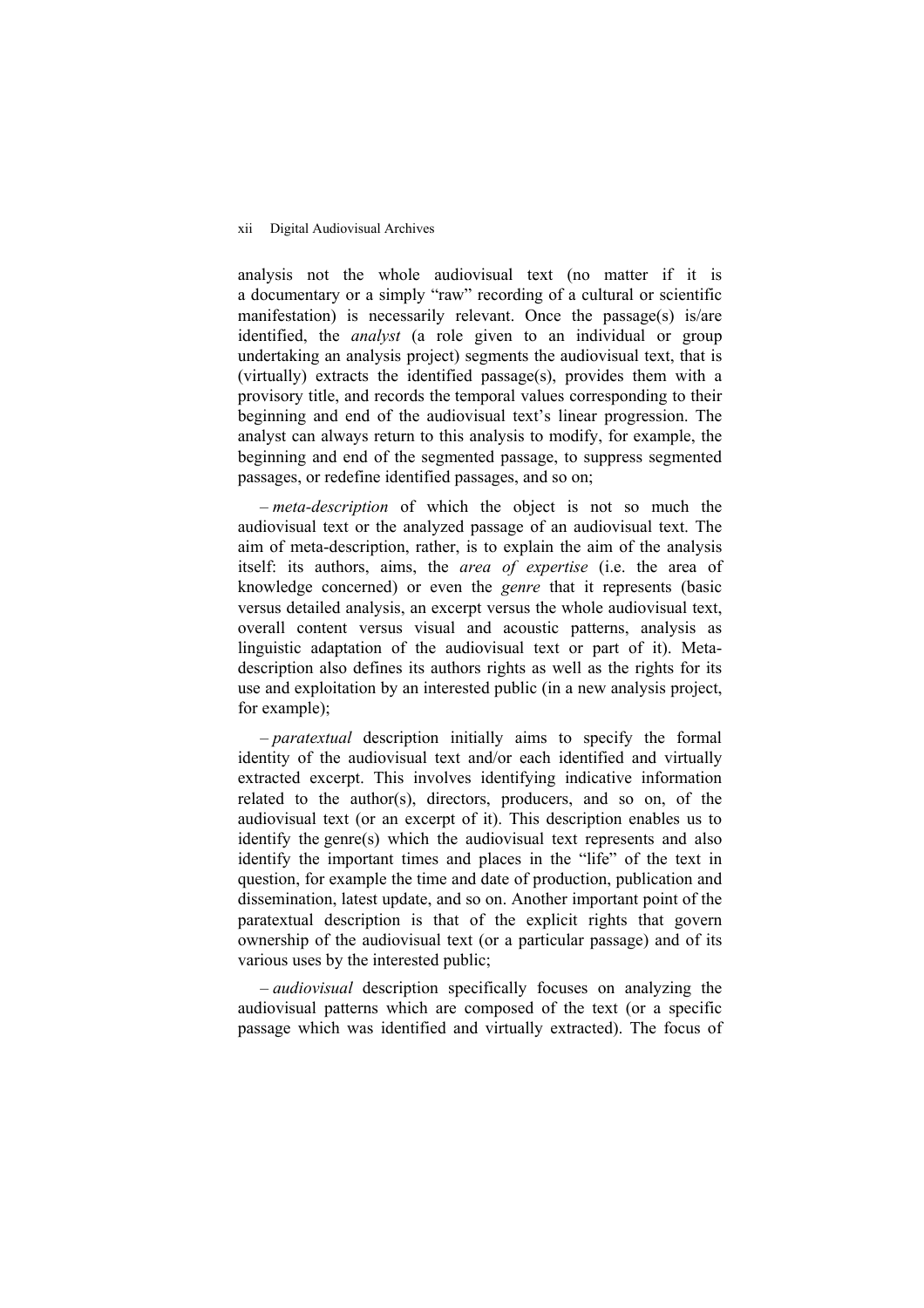analysis not the whole audiovisual text (no matter if it is a documentary or a simply "raw" recording of a cultural or scientific manifestation) is necessarily relevant. Once the passage(s) is/are identified, the *analyst* (a role given to an individual or group undertaking an analysis project) segments the audiovisual text, that is (virtually) extracts the identified passage(s), provides them with a provisory title, and records the temporal values corresponding to their beginning and end of the audiovisual text's linear progression. The analyst can always return to this analysis to modify, for example, the beginning and end of the segmented passage, to suppress segmented passages, or redefine identified passages, and so on;

– *meta-description* of which the object is not so much the audiovisual text or the analyzed passage of an audiovisual text. The aim of meta-description, rather, is to explain the aim of the analysis itself: its authors, aims, the *area of expertise* (i.e. the area of knowledge concerned) or even the *genre* that it represents (basic versus detailed analysis, an excerpt versus the whole audiovisual text, overall content versus visual and acoustic patterns, analysis as linguistic adaptation of the audiovisual text or part of it). Meta-description also defines its authors rights as well as the rights for its use and exploitation by an interested public (in a new analysis project, for example);

– *paratextual* description initially aims to specify the formal identity of the audiovisual text and/or each identified and virtually extracted excerpt. This involves identifying indicative information related to the author(s), directors, producers, and so on, of the audiovisual text (or an excerpt of it). This description enables us to identify the genre(s) which the audiovisual text represents and also identify the important times and places in the "life" of the text in question, for example the time and date of production, publication and dissemination, latest update, and so on. Another important point of the paratextual description is that of the explicit rights that govern ownership of the audiovisual text (or a particular passage) and of its various uses by the interested public;

– *audiovisual* description specifically focuses on analyzing the audiovisual patterns which are composed of the text (or a specific passage which was identified and virtually extracted). The focus of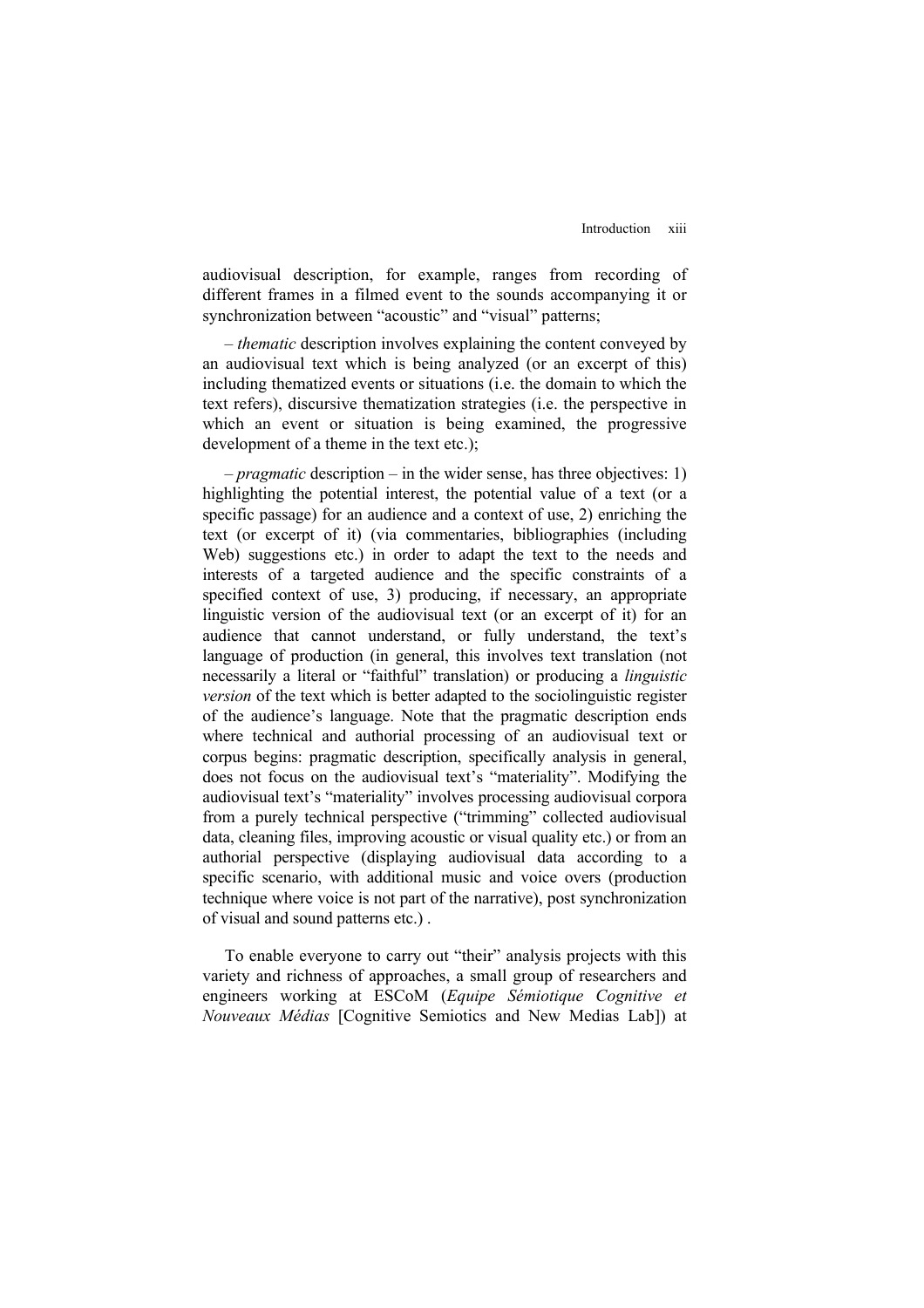audiovisual description, for example, ranges from recording of different frames in a filmed event to the sounds accompanying it or synchronization between "acoustic" and "visual" patterns;

– *thematic* description involves explaining the content conveyed by an audiovisual text which is being analyzed (or an excerpt of this) including thematized events or situations (i.e. the domain to which the text refers), discursive thematization strategies (i.e. the perspective in which an event or situation is being examined, the progressive development of a theme in the text etc.);

– *pragmatic* description – in the wider sense, has three objectives: 1) highlighting the potential interest, the potential value of a text (or a specific passage) for an audience and a context of use, 2) enriching the text (or excerpt of it) (via commentaries, bibliographies (including Web) suggestions etc.) in order to adapt the text to the needs and interests of a targeted audience and the specific constraints of a specified context of use, 3) producing, if necessary, an appropriate linguistic version of the audiovisual text (or an excerpt of it) for an audience that cannot understand, or fully understand, the text's language of production (in general, this involves text translation (not necessarily a literal or "faithful" translation) or producing a *linguistic version* of the text which is better adapted to the sociolinguistic register of the audience's language. Note that the pragmatic description ends where technical and authorial processing of an audiovisual text or corpus begins: pragmatic description, specifically analysis in general, does not focus on the audiovisual text's "materiality". Modifying the audiovisual text's "materiality" involves processing audiovisual corpora from a purely technical perspective ("trimming" collected audiovisual data, cleaning files, improving acoustic or visual quality etc.) or from an authorial perspective (displaying audiovisual data according to a specific scenario, with additional music and voice overs (production technique where voice is not part of the narrative), post synchronization of visual and sound patterns etc.) .

To enable everyone to carry out "their" analysis projects with this variety and richness of approaches, a small group of researchers and engineers working at ESCoM (*Equipe Sémiotique Cognitive et Nouveaux Médias* [Cognitive Semiotics and New Medias Lab]) at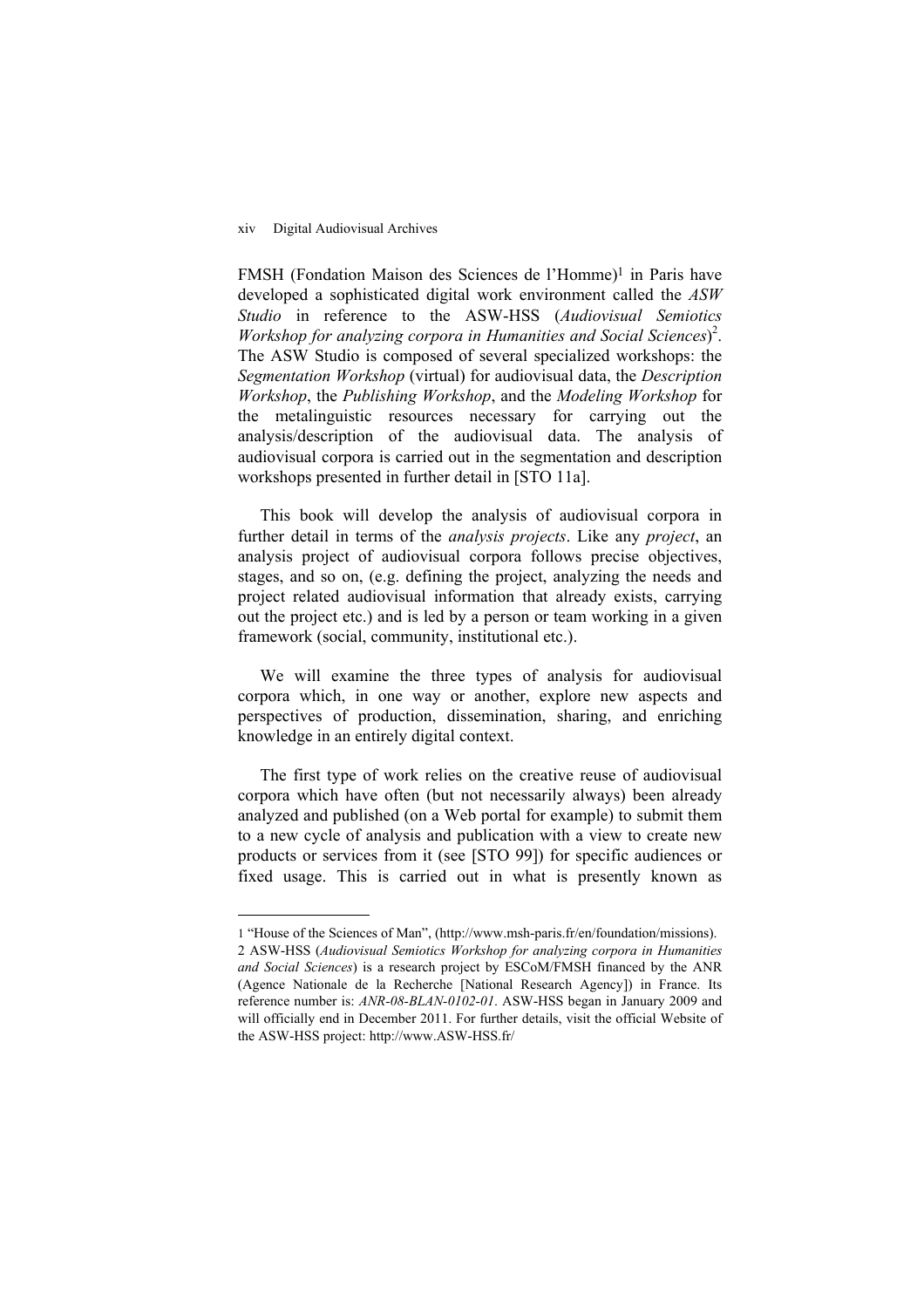FMSH (Fondation Maison des Sciences de l'Homme)[1] in Paris have developed a sophisticated digital work environment called the *ASW Studio* in reference to the ASW-HSS (*Audiovisual Semiotics Workshop for analyzing corpora in Humanities and Social Sciences*)[2]. The ASW Studio is composed of several specialized workshops: the *Segmentation Workshop* (virtual) for audiovisual data, the *Description Workshop*, the *Publishing Workshop*, and the *Modeling Workshop* for the metalinguistic resources necessary for carrying out the analysis/description of the audiovisual data. The analysis of audiovisual corpora is carried out in the segmentation and description workshops presented in further detail in [STO 11a].

This book will develop the analysis of audiovisual corpora in further detail in terms of the *analysis projects*. Like any *project*, an analysis project of audiovisual corpora follows precise objectives, stages, and so on, (e.g. defining the project, analyzing the needs and project related audiovisual information that already exists, carrying out the project etc.) and is led by a person or team working in a given framework (social, community, institutional etc.).

We will examine the three types of analysis for audiovisual corpora which, in one way or another, explore new aspects and perspectives of production, dissemination, sharing, and enriching knowledge in an entirely digital context.

The first type of work relies on the creative reuse of audiovisual corpora which have often (but not necessarily always) been already analyzed and published (on a Web portal for example) to submit them to a new cycle of analysis and publication with a view to create new products or services from it (see [STO 99]) for specific audiences or fixed usage. This is carried out in what is presently known as

---

1 "House of the Sciences of Man", (http://www.msh-paris.fr/en/foundation/missions).

2 ASW-HSS (*Audiovisual Semiotics Workshop for analyzing corpora in Humanities and Social Sciences*) is a research project by ESCoM/FMSH financed by the ANR (Agence Nationale de la Recherche [National Research Agency]) in France. Its reference number is: *ANR-08-BLAN-0102-01*. ASW-HSS began in January 2009 and will officially end in December 2011. For further details, visit the official Website of the ASW-HSS project: http://www.ASW-HSS.fr/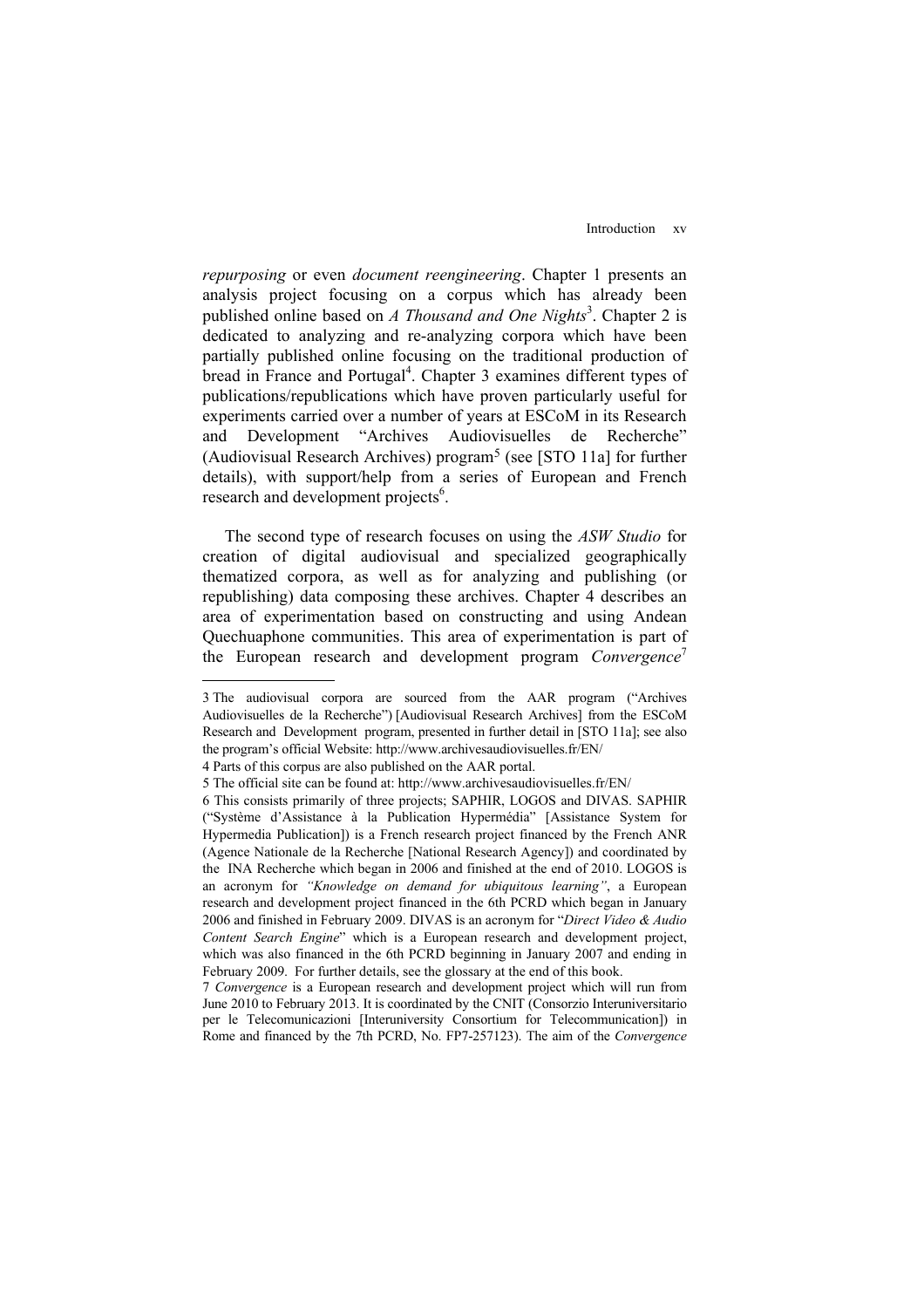*repurposing* or even *document reengineering*. Chapter 1 presents an analysis project focusing on a corpus which has already been published online based on *A Thousand and One Nights*[3]. Chapter 2 is dedicated to analyzing and re-analyzing corpora which have been partially published online focusing on the traditional production of bread in France and Portugal[4]. Chapter 3 examines different types of publications/republications which have proven particularly useful for experiments carried over a number of years at ESCoM in its Research and Development "Archives Audiovisuelles de Recherche" (Audiovisual Research Archives) program[5] (see [STO 11a] for further details), with support/help from a series of European and French research and development projects[6].

The second type of research focuses on using the *ASW Studio* for creation of digital audiovisual and specialized geographically thematized corpora, as well as for analyzing and publishing (or republishing) data composing these archives. Chapter 4 describes an area of experimentation based on constructing and using Andean Quechuaphone communities. This area of experimentation is part of the European research and development program *Convergence*[7]

---

3 The audiovisual corpora are sourced from the AAR program ("Archives Audiovisuelles de la Recherche") [Audiovisual Research Archives] from the ESCoM Research and Development program, presented in further detail in [STO 11a]; see also the program's official Website: http://www.archivesaudiovisuelles.fr/EN/

4 Parts of this corpus are also published on the AAR portal.

5 The official site can be found at: http://www.archivesaudiovisuelles.fr/EN/

6 This consists primarily of three projects; SAPHIR, LOGOS and DIVAS. SAPHIR ("Système d'Assistance à la Publication Hypermédia" [Assistance System for Hypermedia Publication]) is a French research project financed by the French ANR (Agence Nationale de la Recherche [National Research Agency]) and coordinated by the INA Recherche which began in 2006 and finished at the end of 2010. LOGOS is an acronym for *"Knowledge on demand for ubiquitous learning"*, a European research and development project financed in the 6th PCRD which began in January 2006 and finished in February 2009. DIVAS is an acronym for "*Direct Video & Audio Content Search Engine*" which is a European research and development project, which was also financed in the 6th PCRD beginning in January 2007 and ending in February 2009. For further details, see the glossary at the end of this book.

7 *Convergence* is a European research and development project which will run from June 2010 to February 2013. It is coordinated by the CNIT (Consorzio Interuniversitario per le Telecomunicazioni [Interuniversity Consortium for Telecommunication]) in Rome and financed by the 7th PCRD, No. FP7-257123). The aim of the *Convergence*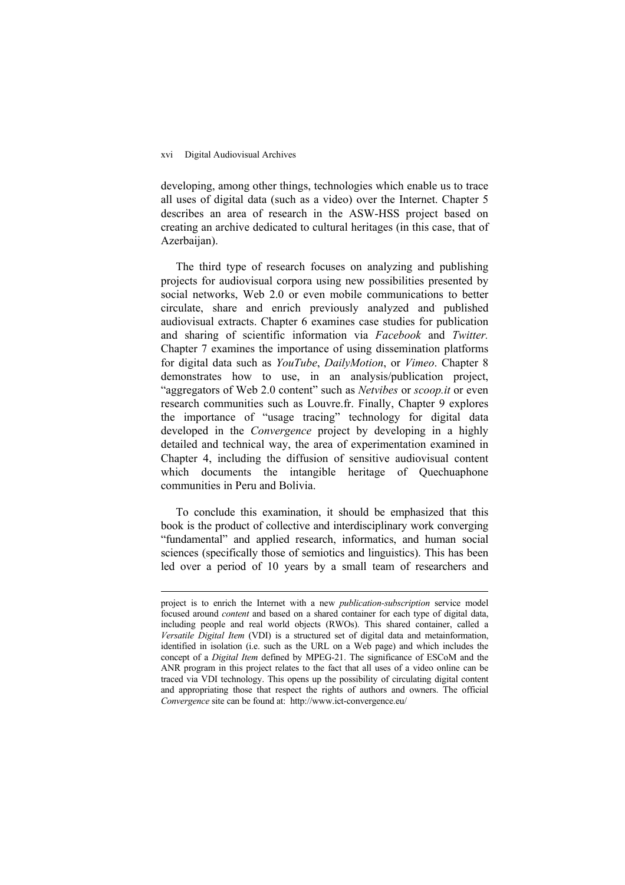developing, among other things, technologies which enable us to trace all uses of digital data (such as a video) over the Internet. Chapter 5 describes an area of research in the ASW-HSS project based on creating an archive dedicated to cultural heritages (in this case, that of Azerbaijan).

The third type of research focuses on analyzing and publishing projects for audiovisual corpora using new possibilities presented by social networks, Web 2.0 or even mobile communications to better circulate, share and enrich previously analyzed and published audiovisual extracts. Chapter 6 examines case studies for publication and sharing of scientific information via *Facebook* and *Twitter.* Chapter 7 examines the importance of using dissemination platforms for digital data such as *YouTube*, *DailyMotion*, or *Vimeo*. Chapter 8 demonstrates how to use, in an analysis/publication project, "aggregators of Web 2.0 content" such as *Netvibes* or *scoop.it* or even research communities such as Louvre.fr. Finally, Chapter 9 explores the importance of "usage tracing" technology for digital data developed in the *Convergence* project by developing in a highly detailed and technical way, the area of experimentation examined in Chapter 4, including the diffusion of sensitive audiovisual content which documents the intangible heritage of Quechuaphone communities in Peru and Bolivia.

To conclude this examination, it should be emphasized that this book is the product of collective and interdisciplinary work converging "fundamental" and applied research, informatics, and human social sciences (specifically those of semiotics and linguistics). This has been led over a period of 10 years by a small team of researchers and

---

project is to enrich the Internet with a new *publication-subscription* service model focused around *content* and based on a shared container for each type of digital data, including people and real world objects (RWOs). This shared container, called a *Versatile Digital Item* (VDI) is a structured set of digital data and metainformation, identified in isolation (i.e. such as the URL on a Web page) and which includes the concept of a *Digital Item* defined by MPEG-21. The significance of ESCoM and the ANR program in this project relates to the fact that all uses of a video online can be traced via VDI technology. This opens up the possibility of circulating digital content and appropriating those that respect the rights of authors and owners. The official *Convergence* site can be found at: http://www.ict-convergence.eu/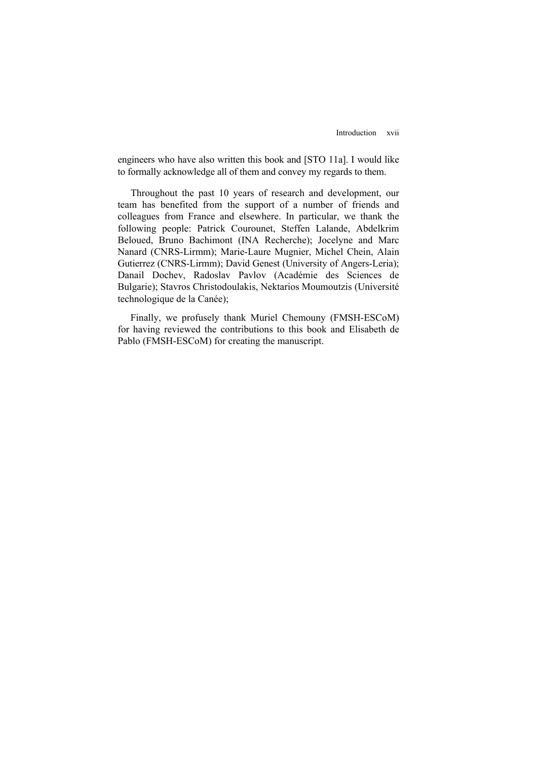engineers who have also written this book and [STO 11a]. I would like to formally acknowledge all of them and convey my regards to them.

Throughout the past 10 years of research and development, our team has benefited from the support of a number of friends and colleagues from France and elsewhere. In particular, we thank the following people: Patrick Courounet, Steffen Lalande, Abdelkrim Beloued, Bruno Bachimont (INA Recherche); Jocelyne and Marc Nanard (CNRS-Lirmm); Marie-Laure Mugnier, Michel Chein, Alain Gutierrez (CNRS-Lirmm); David Genest (University of Angers-Leria); Danail Dochev, Radoslav Pavlov (Académie des Sciences de Bulgarie); Stavros Christodoulakis, Nektarios Moumoutzis (Université technologique de la Canée);

Finally, we profusely thank Muriel Chemouny (FMSH-ESCoM) for having reviewed the contributions to this book and Elisabeth de Pablo (FMSH-ESCoM) for creating the manuscript.